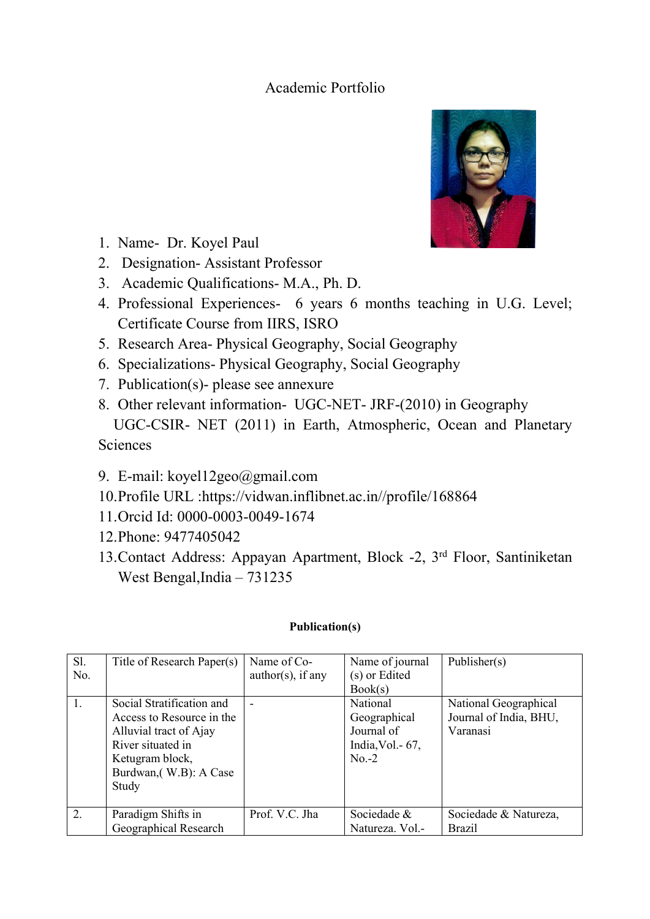# Academic Portfolio

1. Name- Dr. Koyel Paul
2. Designation- Assistant Professor
3. Academic Qualifications- M.A., Ph. D.
4. Professional Experiences- 6 years 6 months teaching in U.G. Level; Certificate Course from IIRS, ISRO
5. Research Area- Physical Geography, Social Geography
6. Specializations- Physical Geography, Social Geography
7. Publication(s)- please see annexure
8. Other relevant information- UGC-NET- JRF-(2010) in Geography
   UGC-CSIR- NET (2011) in Earth, Atmospheric, Ocean and Planetary Sciences
9. E-mail: koyel12geo@gmail.com
10. Profile URL :https://vidwan.inflibnet.ac.in//profile/168864
11. Orcid Id: 0000-0003-0049-1674
12. Phone: 9477405042
13. Contact Address: Appayan Apartment, Block -2, 3rd Floor, Santiniketan West Bengal,India – 731235

**Publication(s)**

| Sl. No. | Title of Research Paper(s) | Name of Co-author(s), if any | Name of journal (s) or Edited Book(s) | Publisher(s) |
|---|---|---|---|---|
| 1. | Social Stratification and Access to Resource in the Alluvial tract of Ajay River situated in Ketugram block, Burdwan,( W.B): A Case Study | - | National Geographical Journal of India,Vol.- 67, No.-2 | National Geographical Journal of India, BHU, Varanasi |
| 2. | Paradigm Shifts in Geographical Research | Prof. V.C. Jha | Sociedade & Natureza. Vol.- | Sociedade & Natureza, Brazil |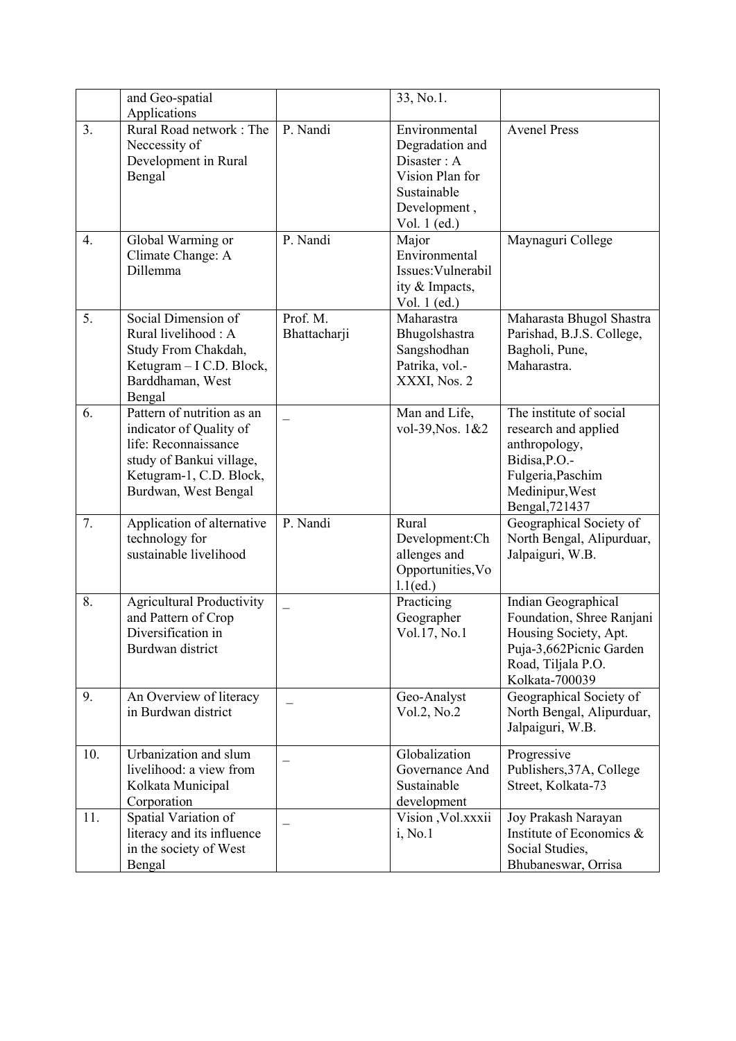| | | | | |
|---|---|---|---|---|
| | and Geo-spatial Applications | | 33, No.1. | |
| 3. | Rural Road network : The Neccessity of Development in Rural Bengal | P. Nandi | Environmental Degradation and Disaster : A Vision Plan for Sustainable Development , Vol. 1 (ed.) | Avenel Press |
| 4. | Global Warming or Climate Change: A Dillemma | P. Nandi | Major Environmental Issues:Vulnerability & Impacts, Vol. 1 (ed.) | Maynaguri College |
| 5. | Social Dimension of Rural livelihood : A Study From Chakdah, Ketugram – I C.D. Block, Barddhaman, West Bengal | Prof. M. Bhattacharji | Maharastra Bhugolshastra Sangshodhan Patrika, vol.- XXXI, Nos. 2 | Maharasta Bhugol Shastra Parishad, B.J.S. College, Bagholi, Pune, Maharastra. |
| 6. | Pattern of nutrition as an indicator of Quality of life: Reconnaissance study of Bankui village, Ketugram-1, C.D. Block, Burdwan, West Bengal | _ | Man and Life, vol-39,Nos. 1&2 | The institute of social research and applied anthropology, Bidisa,P.O.- Fulgeria,Paschim Medinipur,West Bengal,721437 |
| 7. | Application of alternative technology for sustainable livelihood | P. Nandi | Rural Development:Challenges and Opportunities,Vol.1(ed.) | Geographical Society of North Bengal, Alipurduar, Jalpaiguri, W.B. |
| 8. | Agricultural Productivity and Pattern of Crop Diversification in Burdwan district | _ | Practicing Geographer Vol.17, No.1 | Indian Geographical Foundation, Shree Ranjani Housing Society, Apt. Puja-3,662Picnic Garden Road, Tiljala P.O. Kolkata-700039 |
| 9. | An Overview of literacy in Burdwan district | _ | Geo-Analyst Vol.2, No.2 | Geographical Society of North Bengal, Alipurduar, Jalpaiguri, W.B. |
| 10. | Urbanization and slum livelihood: a view from Kolkata Municipal Corporation | _ | Globalization Governance And Sustainable development | Progressive Publishers,37A, College Street, Kolkata-73 |
| 11. | Spatial Variation of literacy and its influence in the society of West Bengal | _ | Vision ,Vol.xxxiii, No.1 | Joy Prakash Narayan Institute of Economics & Social Studies, Bhubaneswar, Orrisa |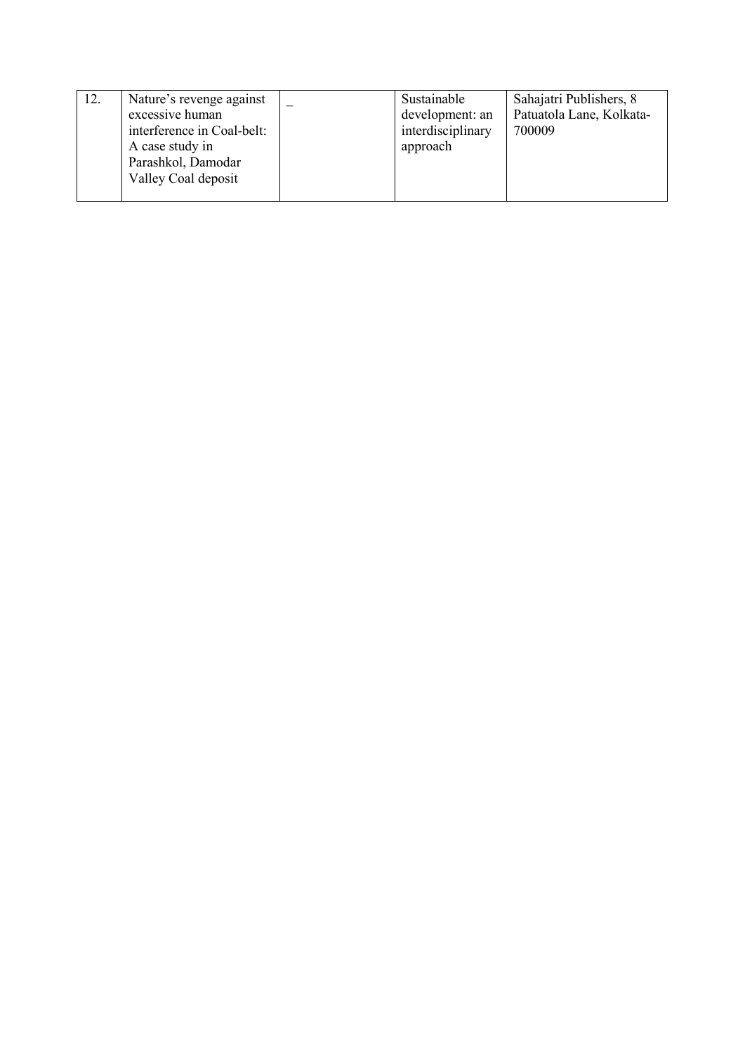| | | | | |
|---|---|---|---|---|
| 12. | Nature's revenge against excessive human interference in Coal-belt: A case study in Parashkol, Damodar Valley Coal deposit | _ | Sustainable development: an interdisciplinary approach | Sahajatri Publishers, 8 Patuatola Lane, Kolkata-700009 |